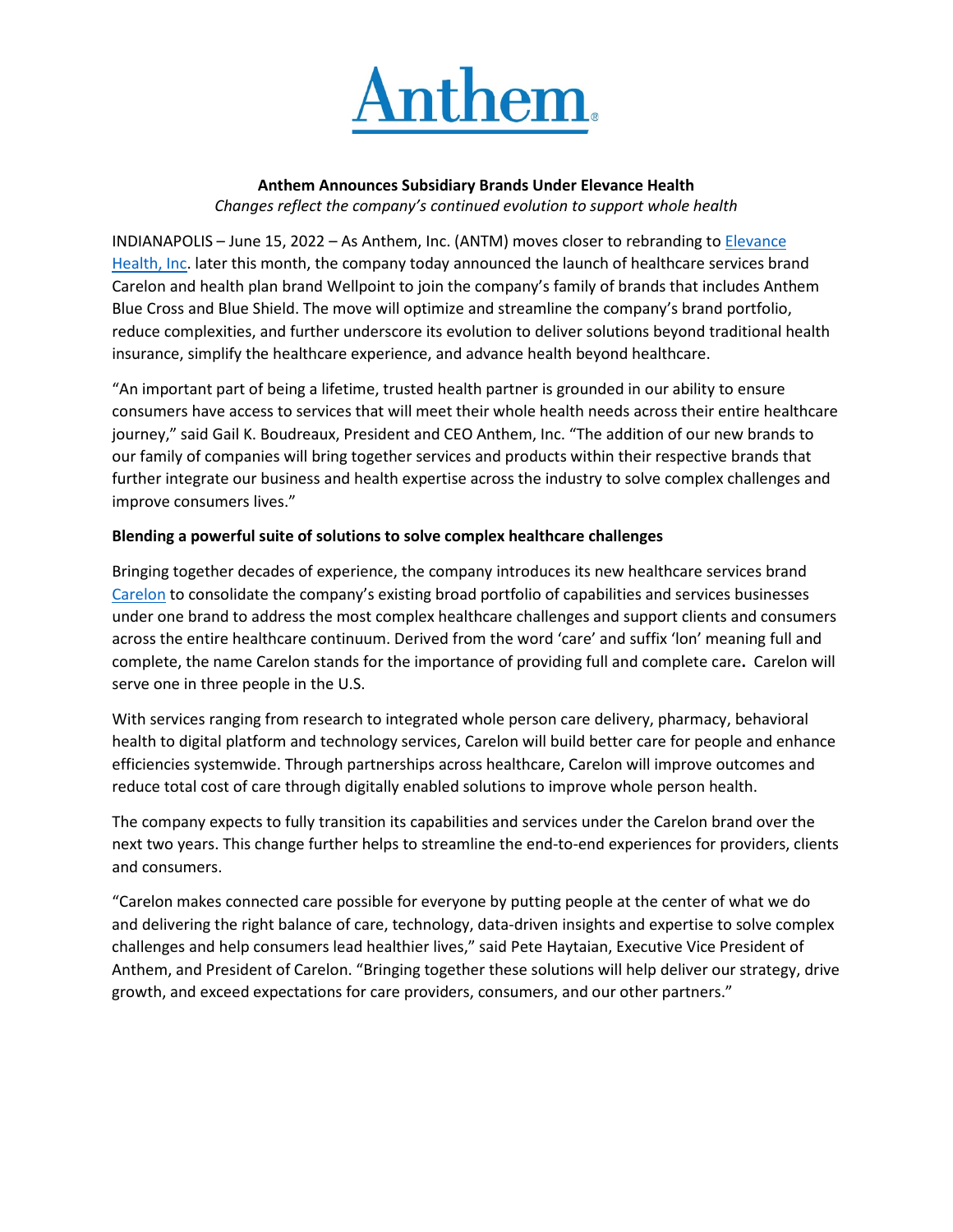# Anthem

**Anthem Announces Subsidiary Brands Under Elevance Health**

*Changes reflect the company's continued evolution to support whole health*

INDIANAPOLIS – June 15, 2022 – As Anthem, Inc. (ANTM) moves closer to rebranding to Elevance Health, Inc. later this month, the company today announced the launch of healthcare services brand Carelon and health plan brand Wellpoint to join the company's family of brands that includes Anthem Blue Cross and Blue Shield. The move will optimize and streamline the company's brand portfolio, reduce complexities, and further underscore its evolution to deliver solutions beyond traditional health insurance, simplify the healthcare experience, and advance health beyond healthcare.

"An important part of being a lifetime, trusted health partner is grounded in our ability to ensure consumers have access to services that will meet their whole health needs across their entire healthcare journey," said Gail K. Boudreaux, President and CEO Anthem, Inc. "The addition of our new brands to our family of companies will bring together services and products within their respective brands that further integrate our business and health expertise across the industry to solve complex challenges and improve consumers lives."

**Blending a powerful suite of solutions to solve complex healthcare challenges**

Bringing together decades of experience, the company introduces its new healthcare services brand Carelon to consolidate the company's existing broad portfolio of capabilities and services businesses under one brand to address the most complex healthcare challenges and support clients and consumers across the entire healthcare continuum. Derived from the word 'care' and suffix 'lon' meaning full and complete, the name Carelon stands for the importance of providing full and complete care**.** Carelon will serve one in three people in the U.S.

With services ranging from research to integrated whole person care delivery, pharmacy, behavioral health to digital platform and technology services, Carelon will build better care for people and enhance efficiencies systemwide. Through partnerships across healthcare, Carelon will improve outcomes and reduce total cost of care through digitally enabled solutions to improve whole person health.

The company expects to fully transition its capabilities and services under the Carelon brand over the next two years. This change further helps to streamline the end-to-end experiences for providers, clients and consumers.

"Carelon makes connected care possible for everyone by putting people at the center of what we do and delivering the right balance of care, technology, data-driven insights and expertise to solve complex challenges and help consumers lead healthier lives," said Pete Haytaian, Executive Vice President of Anthem, and President of Carelon. "Bringing together these solutions will help deliver our strategy, drive growth, and exceed expectations for care providers, consumers, and our other partners."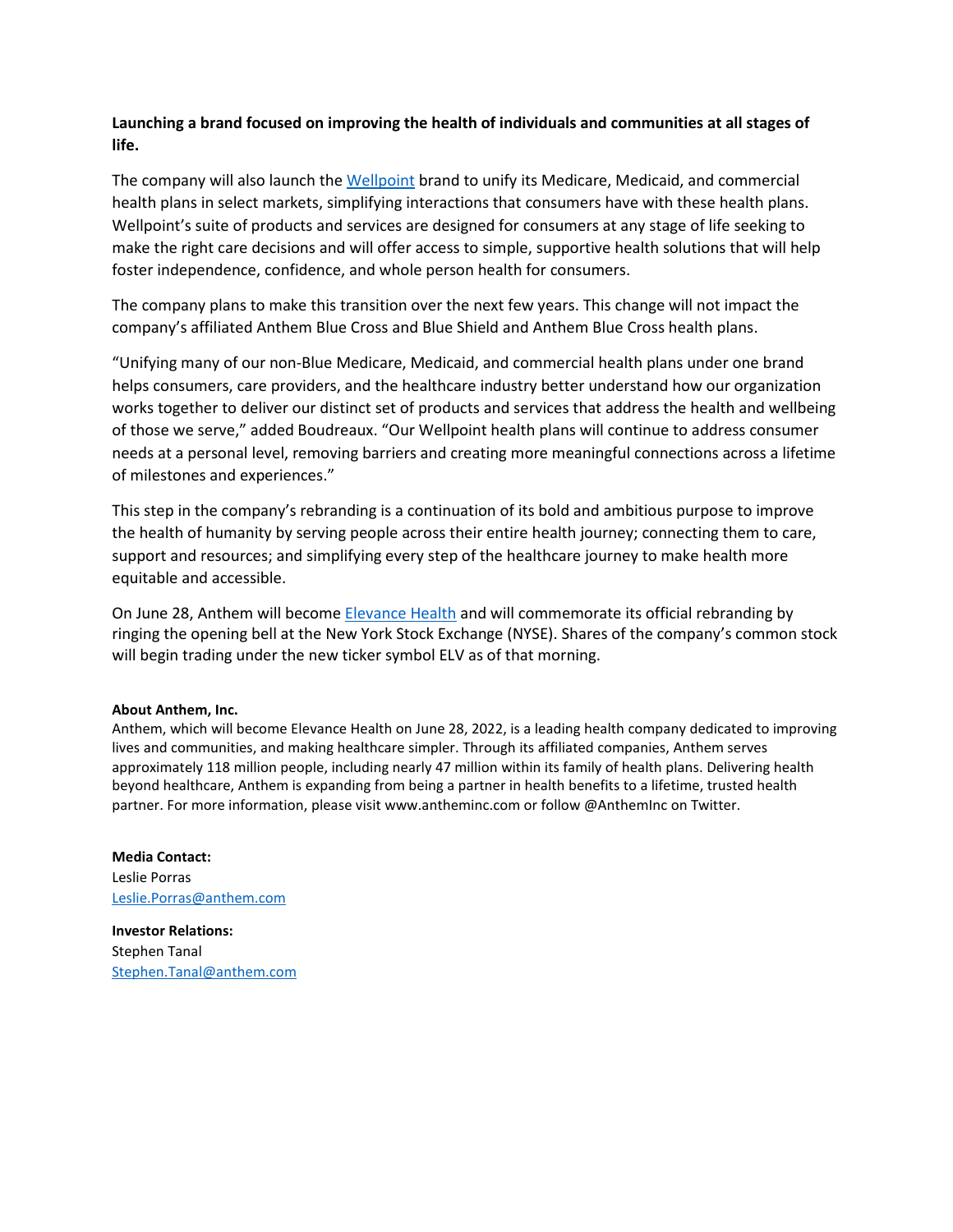**Launching a brand focused on improving the health of individuals and communities at all stages of life.**

The company will also launch the [Wellpoint] brand to unify its Medicare, Medicaid, and commercial health plans in select markets, simplifying interactions that consumers have with these health plans. Wellpoint's suite of products and services are designed for consumers at any stage of life seeking to make the right care decisions and will offer access to simple, supportive health solutions that will help foster independence, confidence, and whole person health for consumers.

The company plans to make this transition over the next few years. This change will not impact the company's affiliated Anthem Blue Cross and Blue Shield and Anthem Blue Cross health plans.

"Unifying many of our non-Blue Medicare, Medicaid, and commercial health plans under one brand helps consumers, care providers, and the healthcare industry better understand how our organization works together to deliver our distinct set of products and services that address the health and wellbeing of those we serve," added Boudreaux. "Our Wellpoint health plans will continue to address consumer needs at a personal level, removing barriers and creating more meaningful connections across a lifetime of milestones and experiences."

This step in the company's rebranding is a continuation of its bold and ambitious purpose to improve the health of humanity by serving people across their entire health journey; connecting them to care, support and resources; and simplifying every step of the healthcare journey to make health more equitable and accessible.

On June 28, Anthem will become [Elevance Health] and will commemorate its official rebranding by ringing the opening bell at the New York Stock Exchange (NYSE). Shares of the company's common stock will begin trading under the new ticker symbol ELV as of that morning.

**About Anthem, Inc.**
Anthem, which will become Elevance Health on June 28, 2022, is a leading health company dedicated to improving lives and communities, and making healthcare simpler. Through its affiliated companies, Anthem serves approximately 118 million people, including nearly 47 million within its family of health plans. Delivering health beyond healthcare, Anthem is expanding from being a partner in health benefits to a lifetime, trusted health partner. For more information, please visit www.antheminc.com or follow @AnthemInc on Twitter.

**Media Contact:**
Leslie Porras
Leslie.Porras@anthem.com

**Investor Relations:**
Stephen Tanal
Stephen.Tanal@anthem.com